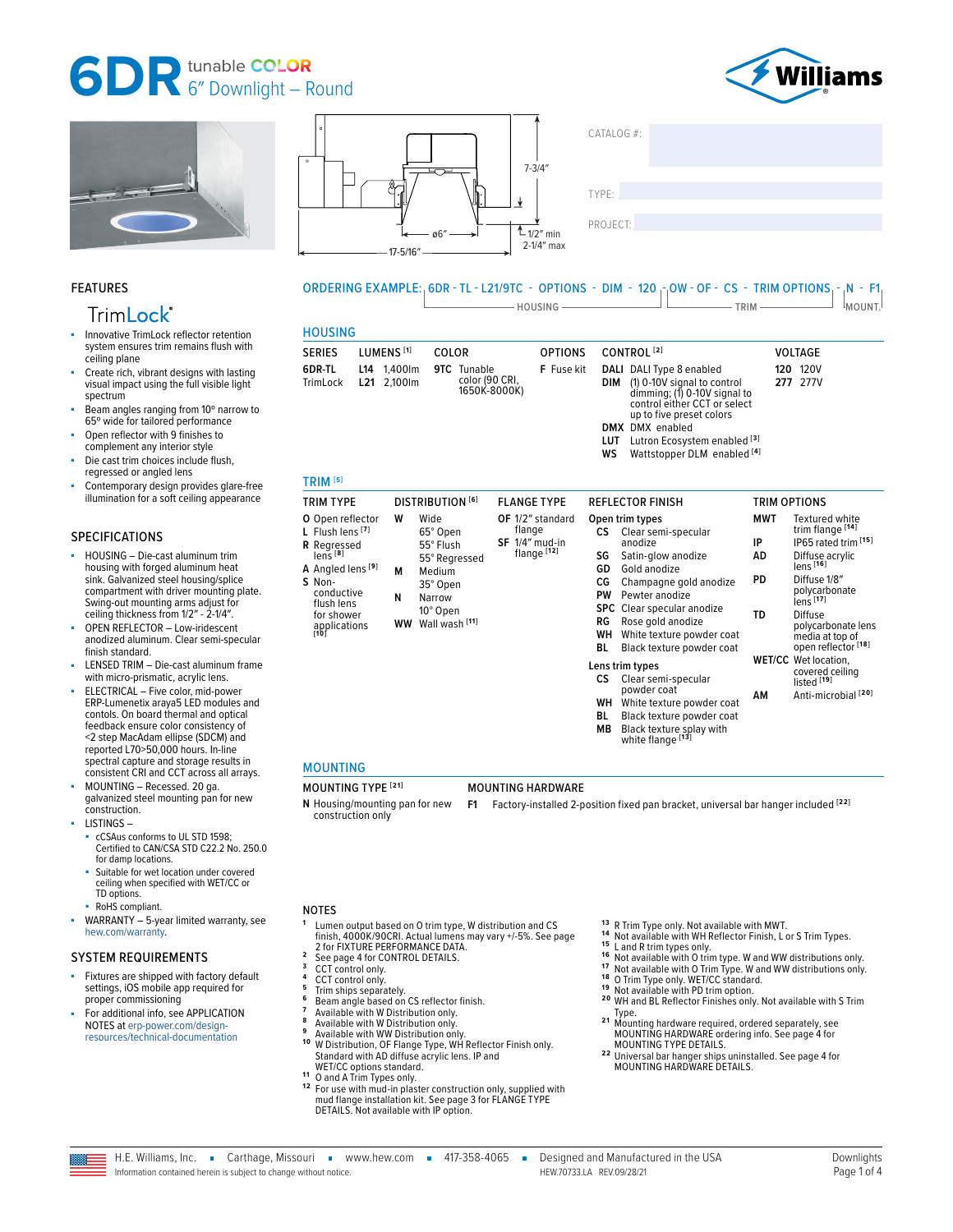# 6DR tunable COLOR 6" Downlight – Round

Williams

7-3/4"

ø6"

17-5/16"

1/2" min
2-1/4" max

CATALOG #:

TYPE:

PROJECT:

## FEATURES

TrimLock®

- Innovative TrimLock reflector retention system ensures trim remains flush with ceiling plane
- Create rich, vibrant designs with lasting visual impact using the full visible light spectrum
- Beam angles ranging from 10° narrow to 65° wide for tailored performance
- Open reflector with 9 finishes to complement any interior style
- Die cast trim choices include flush, regressed or angled lens
- Contemporary design provides glare-free illumination for a soft ceiling appearance

## SPECIFICATIONS

- HOUSING – Die-cast aluminum trim housing with forged aluminum heat sink. Galvanized steel housing/splice compartment with driver mounting plate. Swing-out mounting arms adjust for ceiling thickness from 1/2" - 2-1/4".
- OPEN REFLECTOR – Low-iridescent anodized aluminum. Clear semi-specular finish standard.
- LENSED TRIM – Die-cast aluminum frame with micro-prismatic, acrylic lens.
- ELECTRICAL – Five color, mid-power ERP-Lumenetix araya5 LED modules and contols. On board thermal and optical feedback ensure color consistency of <2 step MacAdam ellipse (SDCM) and reported L70>50,000 hours. In-line spectral capture and storage results in consistent CRI and CCT across all arrays.
- MOUNTING – Recessed. 20 ga. galvanized steel mounting pan for new construction.
- LISTINGS –
  - cCSAus conforms to UL STD 1598; Certified to CAN/CSA STD C22.2 No. 250.0 for damp locations.
  - Suitable for wet location under covered ceiling when specified with WET/CC or TD options.
  - RoHS compliant.
- WARRANTY – 5-year limited warranty, see hew.com/warranty.

## SYSTEM REQUIREMENTS

- Fixtures are shipped with factory default settings, iOS mobile app required for proper commissioning
- For additional info, see APPLICATION NOTES at erp-power.com/design-resources/technical-documentation

## ORDERING EXAMPLE: 6DR - TL - L21/9TC - OPTIONS - DIM - 120 - OW - OF - CS - TRIM OPTIONS - N - F1

(HOUSING: 6DR - TL - L21/9TC - OPTIONS - DIM - 120; TRIM: OW - OF - CS - TRIM OPTIONS; MOUNT.: N - F1)

## HOUSING

| SERIES | LUMENS [1] | COLOR | OPTIONS | CONTROL [2] | VOLTAGE |
|---|---|---|---|---|---|
| 6DR-TL TrimLock | L14 1,400lm | 9TC Tunable color (90 CRI, 1650K-8000K) | F Fuse kit | DALI DALI Type 8 enabled | 120 120V |
| | L21 2,100lm | | | DIM (1) 0-10V signal to control dimming; (1) 0-10V signal to control either CCT or select up to five preset colors | 277 277V |
| | | | | DMX DMX enabled | |
| | | | | LUT Lutron Ecosystem enabled [3] | |
| | | | | WS Wattstopper DLM enabled [4] | |

## TRIM [5]

| TRIM TYPE | DISTRIBUTION [6] | FLANGE TYPE | REFLECTOR FINISH | TRIM OPTIONS |
|---|---|---|---|---|
| O Open reflector | W Wide: 65° Open, 55° Flush, 55° Regressed | OF 1/2" standard flange | **Open trim types** | MWT Textured white trim flange [14] |
| L Flush lens [7] | M Medium: 35° Open | SF 1/4" mud-in flange [12] | CS Clear semi-specular anodize | IP IP65 rated trim [15] |
| R Regressed lens [8] | N Narrow: 10° Open | | SG Satin-glow anodize | AD Diffuse acrylic lens [16] |
| A Angled lens [9] | WW Wall wash [11] | | GD Gold anodize | PD Diffuse 1/8" polycarbonate lens [17] |
| S Non-conductive flush lens for shower applications [10] | | | CG Champagne gold anodize | TD Diffuse polycarbonate lens media at top of open reflector [18] |
| | | | PW Pewter anodize | WET/CC Wet location, covered ceiling listed [19] |
| | | | SPC Clear specular anodize | AM Anti-microbial [20] |
| | | | RG Rose gold anodize | |
| | | | WH White texture powder coat | |
| | | | BL Black texture powder coat | |
| | | | **Lens trim types** | |
| | | | CS Clear semi-specular powder coat | |
| | | | WH White texture powder coat | |
| | | | BL Black texture powder coat | |
| | | | MB Black texture splay with white flange [13] | |

## MOUNTING

| MOUNTING TYPE [21] | MOUNTING HARDWARE |
|---|---|
| N Housing/mounting pan for new construction only | F1 Factory-installed 2-position fixed pan bracket, universal bar hanger included [22] |

## NOTES

1. Lumen output based on O trim type, W distribution and CS finish, 4000K/90CRI. Actual lumens may vary +/-5%. See page 2 for FIXTURE PERFORMANCE DATA.
2. See page 4 for CONTROL DETAILS.
3. CCT control only.
4. CCT control only.
5. Trim ships separately.
6. Beam angle based on CS reflector finish.
7. Available with W Distribution only.
8. Available with W Distribution only.
9. Available with WW Distribution only.
10. W Distribution, OF Flange Type, WH Reflector Finish only. Standard with AD diffuse acrylic lens. IP and WET/CC options standard.
11. O and A Trim Types only.
12. For use with mud-in plaster construction only, supplied with mud flange installation kit. See page 3 for FLANGE TYPE DETAILS. Not available with IP option.
13. R Trim Type only. Not available with MWT.
14. Not available with WH Reflector Finish, L or S Trim Types.
15. L and R trim types only.
16. Not available with O trim type. W and WW distributions only.
17. Not available with O Trim Type. W and WW distributions only.
18. O Trim Type only. WET/CC standard.
19. Not available with PD trim option.
20. WH and BL Reflector Finishes only. Not available with S Trim Type.
21. Mounting hardware required, ordered separately, see MOUNTING HARDWARE ordering info. See page 4 for MOUNTING TYPE DETAILS.
22. Universal bar hanger ships uninstalled. See page 4 for MOUNTING HARDWARE DETAILS.

H.E. Williams, Inc. ▪ Carthage, Missouri ▪ www.hew.com ▪ 417-358-4065 ▪ Designed and Manufactured in the USA
Information contained herein is subject to change without notice. HEW.70733.LA REV.09/28/21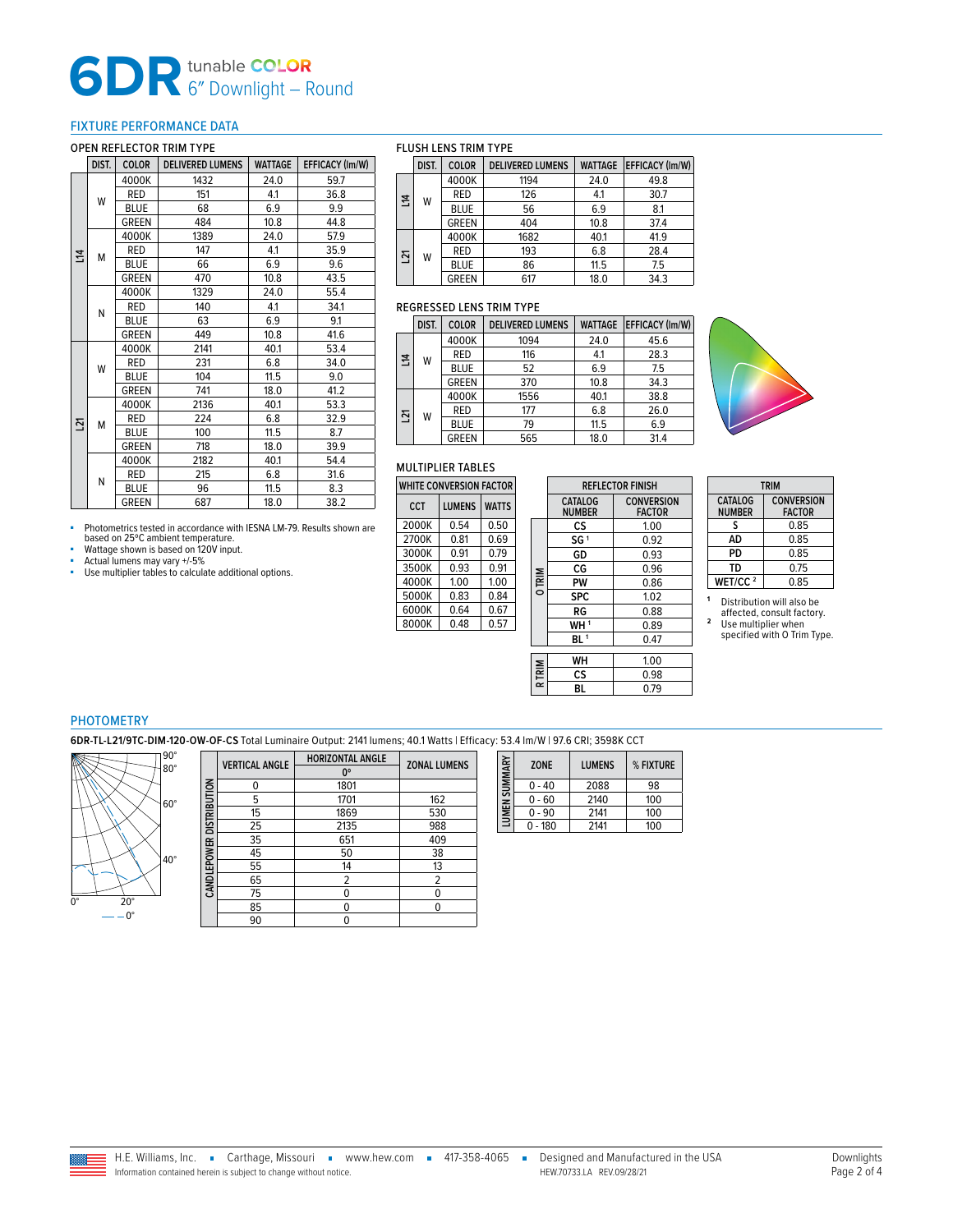# 6DR tunable COLOR 6" Downlight – Round

## FIXTURE PERFORMANCE DATA

### OPEN REFLECTOR TRIM TYPE

| | DIST. | COLOR | DELIVERED LUMENS | WATTAGE | EFFICACY (lm/W) |
|---|---|---|---|---|---|
| L14 | W | 4000K | 1432 | 24.0 | 59.7 |
| | | RED | 151 | 4.1 | 36.8 |
| | | BLUE | 68 | 6.9 | 9.9 |
| | | GREEN | 484 | 10.8 | 44.8 |
| | M | 4000K | 1389 | 24.0 | 57.9 |
| | | RED | 147 | 4.1 | 35.9 |
| | | BLUE | 66 | 6.9 | 9.6 |
| | | GREEN | 470 | 10.8 | 43.5 |
| | N | 4000K | 1329 | 24.0 | 55.4 |
| | | RED | 140 | 4.1 | 34.1 |
| | | BLUE | 63 | 6.9 | 9.1 |
| | | GREEN | 449 | 10.8 | 41.6 |
| L21 | W | 4000K | 2141 | 40.1 | 53.4 |
| | | RED | 231 | 6.8 | 34.0 |
| | | BLUE | 104 | 11.5 | 9.0 |
| | | GREEN | 741 | 18.0 | 41.2 |
| | M | 4000K | 2136 | 40.1 | 53.3 |
| | | RED | 224 | 6.8 | 32.9 |
| | | BLUE | 100 | 11.5 | 8.7 |
| | | GREEN | 718 | 18.0 | 39.9 |
| | N | 4000K | 2182 | 40.1 | 54.4 |
| | | RED | 215 | 6.8 | 31.6 |
| | | BLUE | 96 | 11.5 | 8.3 |
| | | GREEN | 687 | 18.0 | 38.2 |

- Photometrics tested in accordance with IESNA LM-79. Results shown are based on 25°C ambient temperature.
- Wattage shown is based on 120V input.
- Actual lumens may vary +/-5%
- Use multiplier tables to calculate additional options.

### FLUSH LENS TRIM TYPE

| | DIST. | COLOR | DELIVERED LUMENS | WATTAGE | EFFICACY (lm/W) |
|---|---|---|---|---|---|
| L14 | W | 4000K | 1194 | 24.0 | 49.8 |
| | | RED | 126 | 4.1 | 30.7 |
| | | BLUE | 56 | 6.9 | 8.1 |
| | | GREEN | 404 | 10.8 | 37.4 |
| L21 | W | 4000K | 1682 | 40.1 | 41.9 |
| | | RED | 193 | 6.8 | 28.4 |
| | | BLUE | 86 | 11.5 | 7.5 |
| | | GREEN | 617 | 18.0 | 34.3 |

### REGRESSED LENS TRIM TYPE

| | DIST. | COLOR | DELIVERED LUMENS | WATTAGE | EFFICACY (lm/W) |
|---|---|---|---|---|---|
| L14 | W | 4000K | 1094 | 24.0 | 45.6 |
| | | RED | 116 | 4.1 | 28.3 |
| | | BLUE | 52 | 6.9 | 7.5 |
| | | GREEN | 370 | 10.8 | 34.3 |
| L21 | W | 4000K | 1556 | 40.1 | 38.8 |
| | | RED | 177 | 6.8 | 26.0 |
| | | BLUE | 79 | 11.5 | 6.9 |
| | | GREEN | 565 | 18.0 | 31.4 |

### MULTIPLIER TABLES

| WHITE CONVERSION FACTOR | | |
|---|---|---|
| CCT | LUMENS | WATTS |
| 2000K | 0.54 | 0.50 |
| 2700K | 0.81 | 0.69 |
| 3000K | 0.91 | 0.79 |
| 3500K | 0.93 | 0.91 |
| 4000K | 1.00 | 1.00 |
| 5000K | 0.83 | 0.84 |
| 6000K | 0.64 | 0.67 |
| 8000K | 0.48 | 0.57 |

| | REFLECTOR FINISH | |
|---|---|---|
| | CATALOG NUMBER | CONVERSION FACTOR |
| O TRIM | CS | 1.00 |
| | SG [1] | 0.92 |
| | GD | 0.93 |
| | CG | 0.96 |
| | PW | 0.86 |
| | SPC | 1.02 |
| | RG | 0.88 |
| | WH [1] | 0.89 |
| | BL [1] | 0.47 |
| R TRIM | WH | 1.00 |
| | CS | 0.98 |
| | BL | 0.79 |

| TRIM | |
|---|---|
| CATALOG NUMBER | CONVERSION FACTOR |
| S | 0.85 |
| AD | 0.85 |
| PD | 0.85 |
| TD | 0.75 |
| WET/CC [2] | 0.85 |

[1] Distribution will also be affected, consult factory.
[2] Use multiplier when specified with O Trim Type.

## PHOTOMETRY

**6DR-TL-L21/9TC-DIM-120-OW-OF-CS** Total Luminaire Output: 2141 lumens; 40.1 Watts | Efficacy: 53.4 lm/W | 97.6 CRI; 3598K CCT

| | VERTICAL ANGLE | HORIZONTAL ANGLE 0° | ZONAL LUMENS |
|---|---|---|---|
| CANDLEPOWER DISTRIBUTION | 0 | 1801 | |
| | 5 | 1701 | 162 |
| | 15 | 1869 | 530 |
| | 25 | 2135 | 988 |
| | 35 | 651 | 409 |
| | 45 | 50 | 38 |
| | 55 | 14 | 13 |
| | 65 | 2 | 2 |
| | 75 | 0 | 0 |
| | 85 | 0 | 0 |
| | 90 | 0 | |

| | ZONE | LUMENS | % FIXTURE |
|---|---|---|---|
| LUMEN SUMMARY | 0 - 40 | 2088 | 98 |
| | 0 - 60 | 2140 | 100 |
| | 0 - 90 | 2141 | 100 |
| | 0 - 180 | 2141 | 100 |

H.E. Williams, Inc. ▪ Carthage, Missouri ▪ www.hew.com ▪ 417-358-4065 ▪ Designed and Manufactured in the USA
Information contained herein is subject to change without notice. HEW.70733.LA REV.09/28/21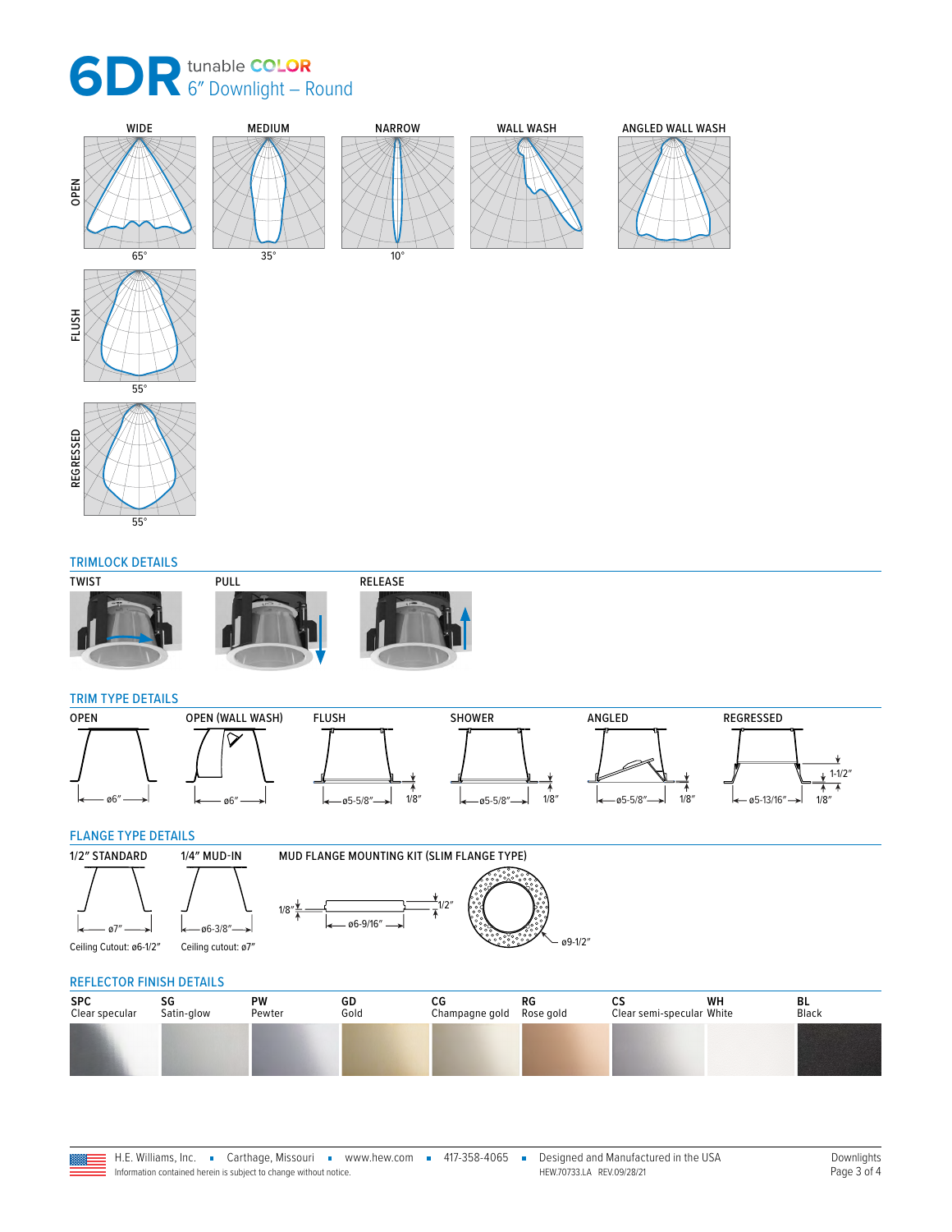# 6DR tunable COLOR 6″ Downlight – Round

| | WIDE | MEDIUM | NARROW | WALL WASH | ANGLED WALL WASH |
|---|---|---|---|---|---|
| OPEN | 65° | 35° | 10° | | |
| FLUSH | 55° | | | | |
| REGRESSED | 55° | | | | |

## TRIMLOCK DETAILS

TWIST

PULL

RELEASE

## TRIM TYPE DETAILS

OPEN — ø6″

OPEN (WALL WASH) — ø6″

FLUSH — ø5-5/8″, 1/8″

SHOWER — ø5-5/8″, 1/8″

ANGLED — ø5-5/8″, 1/8″

REGRESSED — ø5-13/16″, 1-1/2″, 1/8″

## FLANGE TYPE DETAILS

1/2″ STANDARD — ø7″

Ceiling Cutout: ø6-1/2″

1/4″ MUD-IN — ø6-3/8″

Ceiling cutout: ø7″

MUD FLANGE MOUNTING KIT (SLIM FLANGE TYPE) — 1/8″, 1/2″, ø6-9/16″, ø9-1/2″

## REFLECTOR FINISH DETAILS

| SPC | SG | PW | GD | CG | RG | CS | WH | BL |
|---|---|---|---|---|---|---|---|---|
| Clear specular | Satin-glow | Pewter | Gold | Champagne gold | Rose gold | Clear semi-specular | White | Black |

H.E. Williams, Inc. ▪ Carthage, Missouri ▪ www.hew.com ▪ 417-358-4065 ▪ Designed and Manufactured in the USA

Information contained herein is subject to change without notice. HEW.70733.LA REV.09/28/21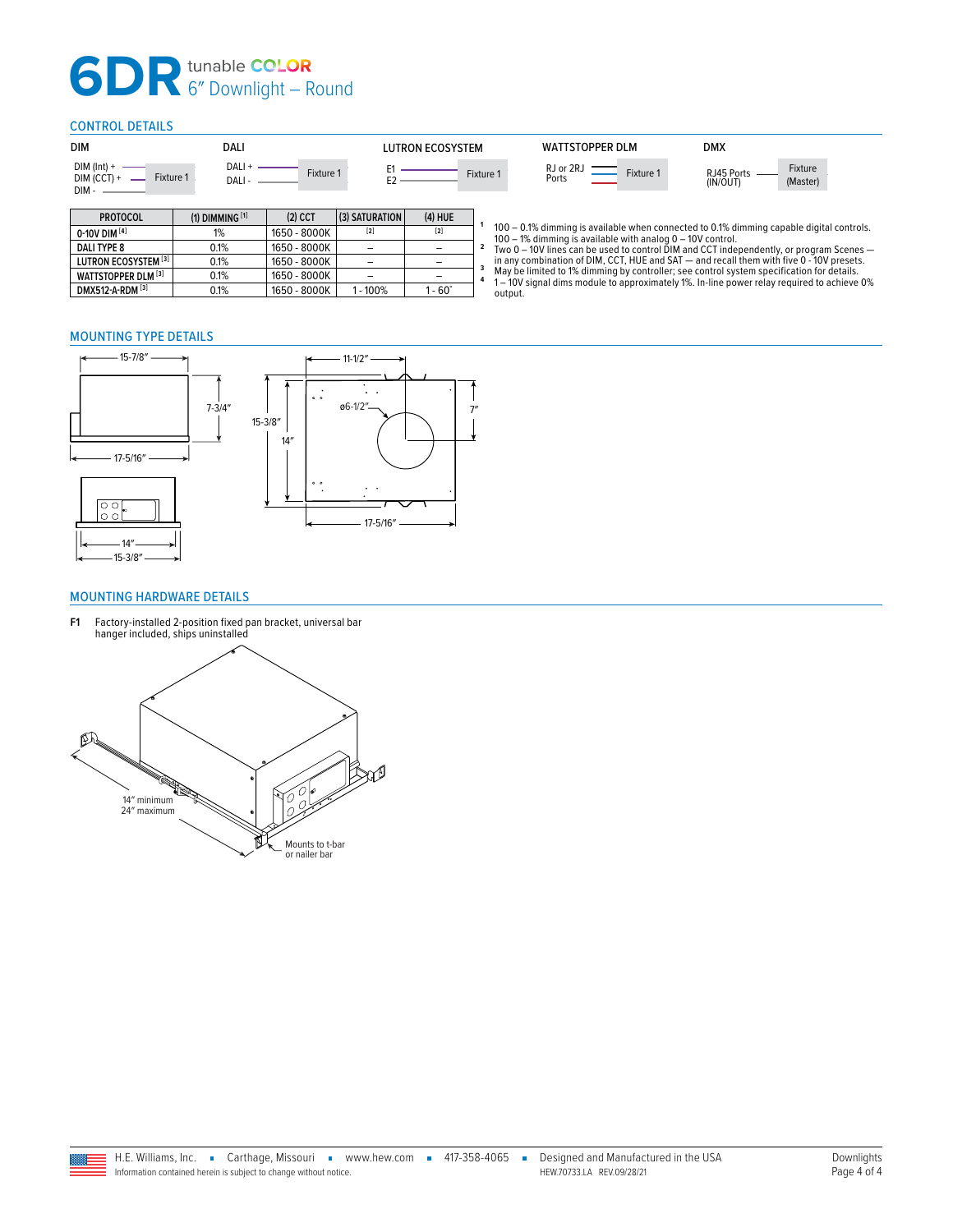# 6DR tunable COLOR 6" Downlight – Round

## CONTROL DETAILS

**DIM**

DIM (Int) +
DIM (CCT) +
DIM -
Fixture 1

**DALI**

DALI +
DALI -
Fixture 1

**LUTRON ECOSYSTEM**

E1
E2
Fixture 1

**WATTSTOPPER DLM**

RJ or 2RJ Ports
Fixture 1

**DMX**

RJ45 Ports (IN/OUT)
Fixture (Master)

| PROTOCOL | (1) DIMMING [1] | (2) CCT | (3) SATURATION | (4) HUE |
|---|---|---|---|---|
| 0-10V DIM [4] | 1% | 1650 - 8000K | [2] | [2] |
| DALI TYPE 8 | 0.1% | 1650 - 8000K | – | – |
| LUTRON ECOSYSTEM [3] | 0.1% | 1650 - 8000K | – | – |
| WATTSTOPPER DLM [3] | 0.1% | 1650 - 8000K | – | – |
| DMX512-A-RDM [3] | 0.1% | 1650 - 8000K | 1 - 100% | 1 - 60˚ |

1. 100 – 0.1% dimming is available when connected to 0.1% dimming capable digital controls. 100 – 1% dimming is available with analog 0 – 10V control.
2. Two 0 – 10V lines can be used to control DIM and CCT independently, or program Scenes — in any combination of DIM, CCT, HUE and SAT — and recall them with five 0 - 10V presets.
3. May be limited to 1% dimming by controller; see control system specification for details.
4. 1 – 10V signal dims module to approximately 1%. In-line power relay required to achieve 0% output.

## MOUNTING TYPE DETAILS

15-7/8"
7-3/4"
17-5/16"
14"
15-3/8"
11-1/2"
ø6-1/2"
7"
15-3/8"
14"
17-5/16"

## MOUNTING HARDWARE DETAILS

**F1** Factory-installed 2-position fixed pan bracket, universal bar hanger included, ships uninstalled

14" minimum
24" maximum
Mounts to t-bar or nailer bar

H.E. Williams, Inc. ■ Carthage, Missouri ■ www.hew.com ■ 417-358-4065 ■ Designed and Manufactured in the USA
Information contained herein is subject to change without notice. HEW.70733.LA REV.09/28/21